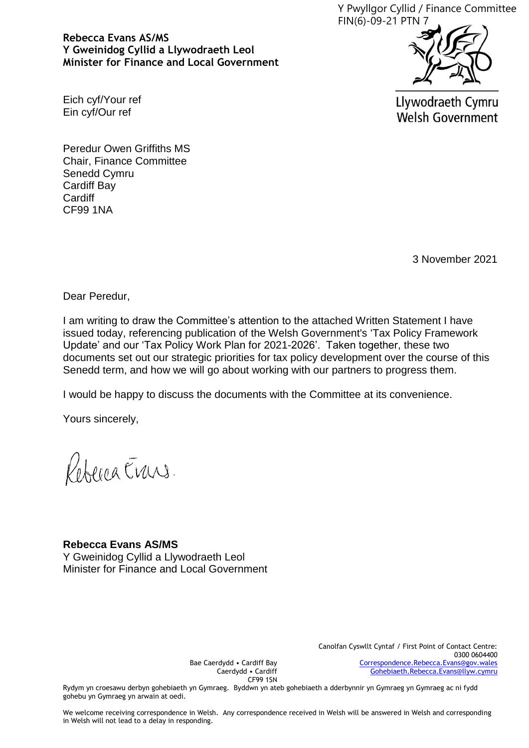Y Pwyllgor Cyllid / Finance Committee
FIN(6)-09-21 PTN 7

**Rebecca Evans AS/MS**
**Y Gweinidog Cyllid a Llywodraeth Leol**
**Minister for Finance and Local Government**

Llywodraeth Cymru
Welsh Government

Eich cyf/Your ref
Ein cyf/Our ref

Peredur Owen Griffiths MS
Chair, Finance Committee
Senedd Cymru
Cardiff Bay
Cardiff
CF99 1NA

3 November 2021

Dear Peredur,

I am writing to draw the Committee's attention to the attached Written Statement I have issued today, referencing publication of the Welsh Government's 'Tax Policy Framework Update' and our 'Tax Policy Work Plan for 2021-2026'. Taken together, these two documents set out our strategic priorities for tax policy development over the course of this Senedd term, and how we will go about working with our partners to progress them.

I would be happy to discuss the documents with the Committee at its convenience.

Yours sincerely,

Rebecca Evans

**Rebecca Evans AS/MS**
Y Gweinidog Cyllid a Llywodraeth Leol
Minister for Finance and Local Government

Bae Caerdydd • Cardiff Bay
Caerdydd • Cardiff
CF99 1SN

Canolfan Cyswllt Cyntaf / First Point of Contact Centre:
0300 0604400
Correspondence.Rebecca.Evans@gov.wales
Gohebiaeth.Rebecca.Evans@llyw.cymru

Rydym yn croesawu derbyn gohebiaeth yn Gymraeg. Byddwn yn ateb gohebiaeth a dderbynnir yn Gymraeg yn Gymraeg ac ni fydd gohebu yn Gymraeg yn arwain at oedi.

We welcome receiving correspondence in Welsh. Any correspondence received in Welsh will be answered in Welsh and corresponding in Welsh will not lead to a delay in responding.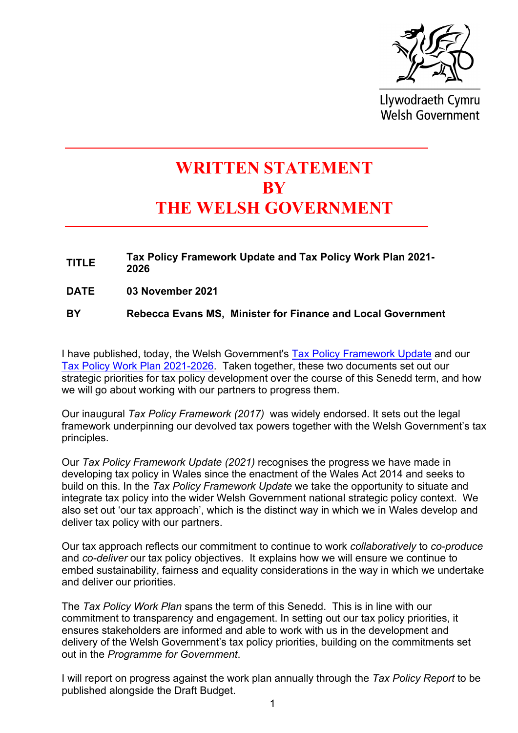Llywodraeth Cymru
Welsh Government

# WRITTEN STATEMENT BY THE WELSH GOVERNMENT

| | |
|---|---|
| **TITLE** | **Tax Policy Framework Update and Tax Policy Work Plan 2021-2026** |
| **DATE** | **03 November 2021** |
| **BY** | **Rebecca Evans MS, Minister for Finance and Local Government** |

I have published, today, the Welsh Government's [Tax Policy Framework Update] and our [Tax Policy Work Plan 2021-2026]. Taken together, these two documents set out our strategic priorities for tax policy development over the course of this Senedd term, and how we will go about working with our partners to progress them.

Our inaugural *Tax Policy Framework (2017)* was widely endorsed. It sets out the legal framework underpinning our devolved tax powers together with the Welsh Government's tax principles.

Our *Tax Policy Framework Update (2021)* recognises the progress we have made in developing tax policy in Wales since the enactment of the Wales Act 2014 and seeks to build on this. In the *Tax Policy Framework Update* we take the opportunity to situate and integrate tax policy into the wider Welsh Government national strategic policy context. We also set out 'our tax approach', which is the distinct way in which we in Wales develop and deliver tax policy with our partners.

Our tax approach reflects our commitment to continue to work *collaboratively* to *co-produce* and *co-deliver* our tax policy objectives. It explains how we will ensure we continue to embed sustainability, fairness and equality considerations in the way in which we undertake and deliver our priorities.

The *Tax Policy Work Plan* spans the term of this Senedd. This is in line with our commitment to transparency and engagement. In setting out our tax policy priorities, it ensures stakeholders are informed and able to work with us in the development and delivery of the Welsh Government's tax policy priorities, building on the commitments set out in the *Programme for Government*.

I will report on progress against the work plan annually through the *Tax Policy Report* to be published alongside the Draft Budget.